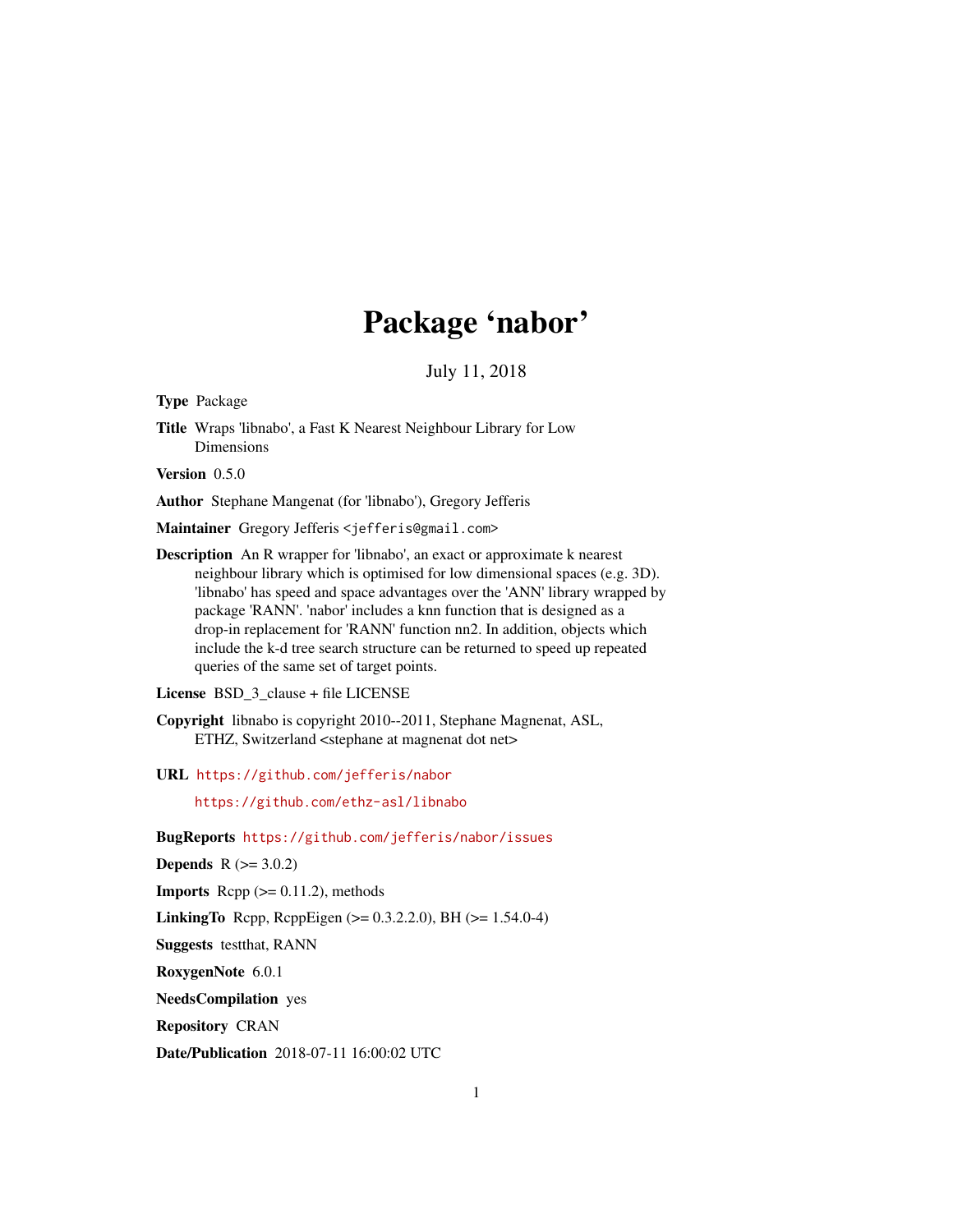# Package 'nabor'

July 11, 2018

**Type** Package

**Title** Wraps 'libnabo', a Fast K Nearest Neighbour Library for Low Dimensions

**Version** 0.5.0

**Author** Stephane Mangenat (for 'libnabo'), Gregory Jefferis

**Maintainer** Gregory Jefferis <jefferis@gmail.com>

**Description** An R wrapper for 'libnabo', an exact or approximate k nearest neighbour library which is optimised for low dimensional spaces (e.g. 3D). 'libnabo' has speed and space advantages over the 'ANN' library wrapped by package 'RANN'. 'nabor' includes a knn function that is designed as a drop-in replacement for 'RANN' function nn2. In addition, objects which include the k-d tree search structure can be returned to speed up repeated queries of the same set of target points.

**License** BSD_3_clause + file LICENSE

**Copyright** libnabo is copyright 2010--2011, Stephane Magnenat, ASL, ETHZ, Switzerland <stephane at magnenat dot net>

**URL** https://github.com/jefferis/nabor

https://github.com/ethz-asl/libnabo

**BugReports** https://github.com/jefferis/nabor/issues

**Depends** R (>= 3.0.2)

**Imports** Rcpp (>= 0.11.2), methods

**LinkingTo** Rcpp, RcppEigen (>= 0.3.2.2.0), BH (>= 1.54.0-4)

**Suggests** testthat, RANN

**RoxygenNote** 6.0.1

**NeedsCompilation** yes

**Repository** CRAN

**Date/Publication** 2018-07-11 16:00:02 UTC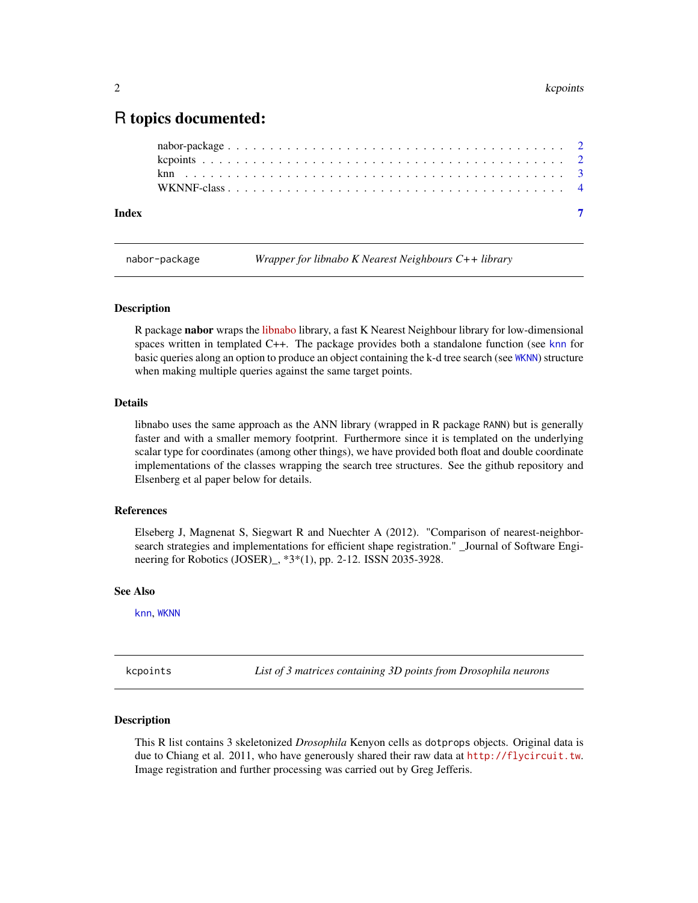# R topics documented:

nabor-package . . . . . . . . . . . . . . . . . . . . . . . . . . . . . . . . . . . . . . . 2
kcpoints . . . . . . . . . . . . . . . . . . . . . . . . . . . . . . . . . . . . . . . . . . 2
knn . . . . . . . . . . . . . . . . . . . . . . . . . . . . . . . . . . . . . . . . . . . . 3
WKNNF-class . . . . . . . . . . . . . . . . . . . . . . . . . . . . . . . . . . . . . . . . 4

**Index** **7**

---

## nabor-package — *Wrapper for libnabo K Nearest Neighbours C++ library*

### Description

R package **nabor** wraps the libnabo library, a fast K Nearest Neighbour library for low-dimensional spaces written in templated C++. The package provides both a standalone function (see `knn` for basic queries along an option to produce an object containing the k-d tree search (see `WKNN`) structure when making multiple queries against the same target points.

### Details

libnabo uses the same approach as the ANN library (wrapped in R package `RANN`) but is generally faster and with a smaller memory footprint. Furthermore since it is templated on the underlying scalar type for coordinates (among other things), we have provided both float and double coordinate implementations of the classes wrapping the search tree structures. See the github repository and Elsenberg et al paper below for details.

### References

Elseberg J, Magnenat S, Siegwart R and Nuechter A (2012). "Comparison of nearest-neighbor-search strategies and implementations for efficient shape registration." _Journal of Software Engineering for Robotics (JOSER)_, *3*(1), pp. 2-12. ISSN 2035-3928.

### See Also

`knn`, `WKNN`

---

## kcpoints — *List of 3 matrices containing 3D points from Drosophila neurons*

### Description

This R list contains 3 skeletonized *Drosophila* Kenyon cells as `dotprops` objects. Original data is due to Chiang et al. 2011, who have generously shared their raw data at `http://flycircuit.tw`. Image registration and further processing was carried out by Greg Jefferis.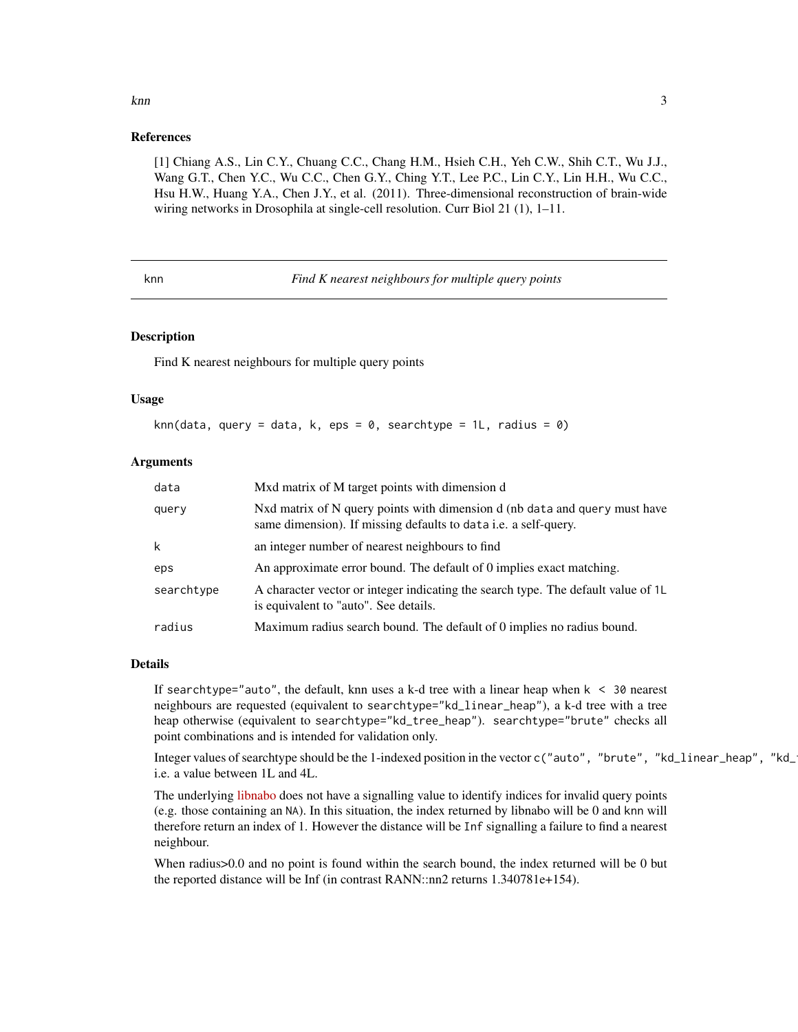## References

[1] Chiang A.S., Lin C.Y., Chuang C.C., Chang H.M., Hsieh C.H., Yeh C.W., Shih C.T., Wu J.J., Wang G.T., Chen Y.C., Wu C.C., Chen G.Y., Ching Y.T., Lee P.C., Lin C.Y., Lin H.H., Wu C.C., Hsu H.W., Huang Y.A., Chen J.Y., et al. (2011). Three-dimensional reconstruction of brain-wide wiring networks in Drosophila at single-cell resolution. Curr Biol 21 (1), 1–11.

---

# knn — *Find K nearest neighbours for multiple query points*

## Description

Find K nearest neighbours for multiple query points

## Usage

```
knn(data, query = data, k, eps = 0, searchtype = 1L, radius = 0)
```

## Arguments

| | |
|---|---|
| `data` | Mxd matrix of M target points with dimension d |
| `query` | Nxd matrix of N query points with dimension d (nb `data` and `query` must have same dimension). If missing defaults to `data` i.e. a self-query. |
| `k` | an integer number of nearest neighbours to find |
| `eps` | An approximate error bound. The default of 0 implies exact matching. |
| `searchtype` | A character vector or integer indicating the search type. The default value of `1L` is equivalent to "auto". See details. |
| `radius` | Maximum radius search bound. The default of 0 implies no radius bound. |

## Details

If `searchtype="auto"`, the default, knn uses a k-d tree with a linear heap when `k < 30` nearest neighbours are requested (equivalent to `searchtype="kd_linear_heap"`), a k-d tree with a tree heap otherwise (equivalent to `searchtype="kd_tree_heap"`). `searchtype="brute"` checks all point combinations and is intended for validation only.

Integer values of searchtype should be the 1-indexed position in the vector `c("auto", "brute", "kd_linear_heap", "kd_` i.e. a value between 1L and 4L.

The underlying libnabo does not have a signalling value to identify indices for invalid query points (e.g. those containing an `NA`). In this situation, the index returned by libnabo will be 0 and `knn` will therefore return an index of 1. However the distance will be `Inf` signalling a failure to find a nearest neighbour.

When radius>0.0 and no point is found within the search bound, the index returned will be 0 but the reported distance will be Inf (in contrast RANN::nn2 returns 1.340781e+154).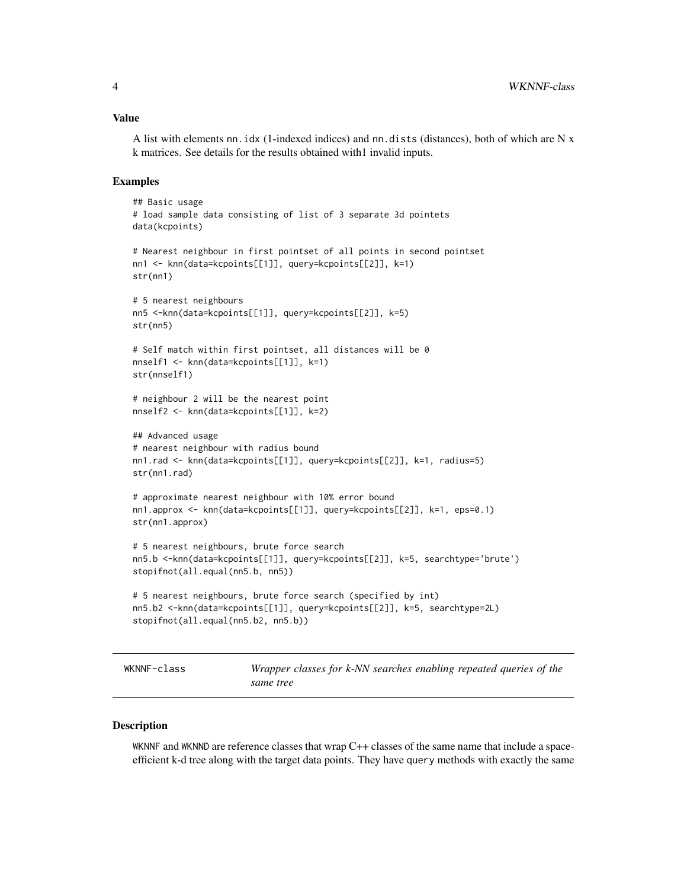## Value

A list with elements nn.idx (1-indexed indices) and nn.dists (distances), both of which are N x k matrices. See details for the results obtained with1 invalid inputs.

## Examples

```
## Basic usage
# load sample data consisting of list of 3 separate 3d pointets
data(kcpoints)

# Nearest neighbour in first pointset of all points in second pointset
nn1 <- knn(data=kcpoints[[1]], query=kcpoints[[2]], k=1)
str(nn1)

# 5 nearest neighbours
nn5 <-knn(data=kcpoints[[1]], query=kcpoints[[2]], k=5)
str(nn5)

# Self match within first pointset, all distances will be 0
nnself1 <- knn(data=kcpoints[[1]], k=1)
str(nnself1)

# neighbour 2 will be the nearest point
nnself2 <- knn(data=kcpoints[[1]], k=2)

## Advanced usage
# nearest neighbour with radius bound
nn1.rad <- knn(data=kcpoints[[1]], query=kcpoints[[2]], k=1, radius=5)
str(nn1.rad)

# approximate nearest neighbour with 10% error bound
nn1.approx <- knn(data=kcpoints[[1]], query=kcpoints[[2]], k=1, eps=0.1)
str(nn1.approx)

# 5 nearest neighbours, brute force search
nn5.b <-knn(data=kcpoints[[1]], query=kcpoints[[2]], k=5, searchtype='brute')
stopifnot(all.equal(nn5.b, nn5))

# 5 nearest neighbours, brute force search (specified by int)
nn5.b2 <-knn(data=kcpoints[[1]], query=kcpoints[[2]], k=5, searchtype=2L)
stopifnot(all.equal(nn5.b2, nn5.b))
```

---

# WKNNF-class — *Wrapper classes for k-NN searches enabling repeated queries of the same tree*

---

## Description

WKNNF and WKNND are reference classes that wrap C++ classes of the same name that include a space-efficient k-d tree along with the target data points. They have query methods with exactly the same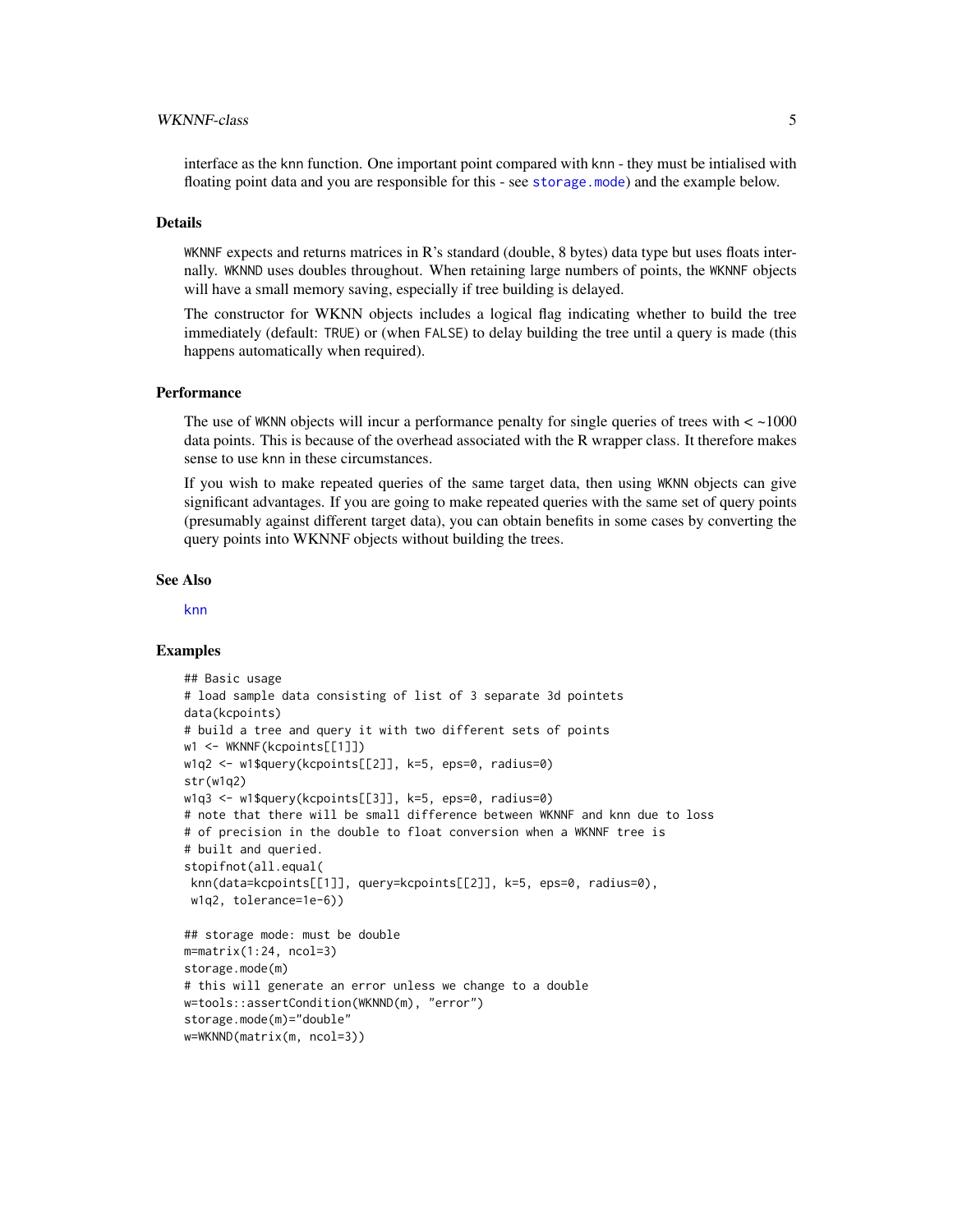interface as the knn function. One important point compared with knn - they must be intialised with floating point data and you are responsible for this - see `storage.mode`) and the example below.

### Details

`WKNNF` expects and returns matrices in R's standard (double, 8 bytes) data type but uses floats internally. `WKNND` uses doubles throughout. When retaining large numbers of points, the `WKNNF` objects will have a small memory saving, especially if tree building is delayed.

The constructor for WKNN objects includes a logical flag indicating whether to build the tree immediately (default: `TRUE`) or (when `FALSE`) to delay building the tree until a query is made (this happens automatically when required).

### Performance

The use of `WKNN` objects will incur a performance penalty for single queries of trees with < ~1000 data points. This is because of the overhead associated with the R wrapper class. It therefore makes sense to use knn in these circumstances.

If you wish to make repeated queries of the same target data, then using `WKNN` objects can give significant advantages. If you are going to make repeated queries with the same set of query points (presumably against different target data), you can obtain benefits in some cases by converting the query points into WKNNF objects without building the trees.

### See Also

`knn`

### Examples

```
## Basic usage
# load sample data consisting of list of 3 separate 3d pointets
data(kcpoints)
# build a tree and query it with two different sets of points
w1 <- WKNNF(kcpoints[[1]])
w1q2 <- w1$query(kcpoints[[2]], k=5, eps=0, radius=0)
str(w1q2)
w1q3 <- w1$query(kcpoints[[3]], k=5, eps=0, radius=0)
# note that there will be small difference between WKNNF and knn due to loss
# of precision in the double to float conversion when a WKNNF tree is
# built and queried.
stopifnot(all.equal(
 knn(data=kcpoints[[1]], query=kcpoints[[2]], k=5, eps=0, radius=0),
 w1q2, tolerance=1e-6))

## storage mode: must be double
m=matrix(1:24, ncol=3)
storage.mode(m)
# this will generate an error unless we change to a double
w=tools::assertCondition(WKNND(m), "error")
storage.mode(m)="double"
w=WKNND(matrix(m, ncol=3))
```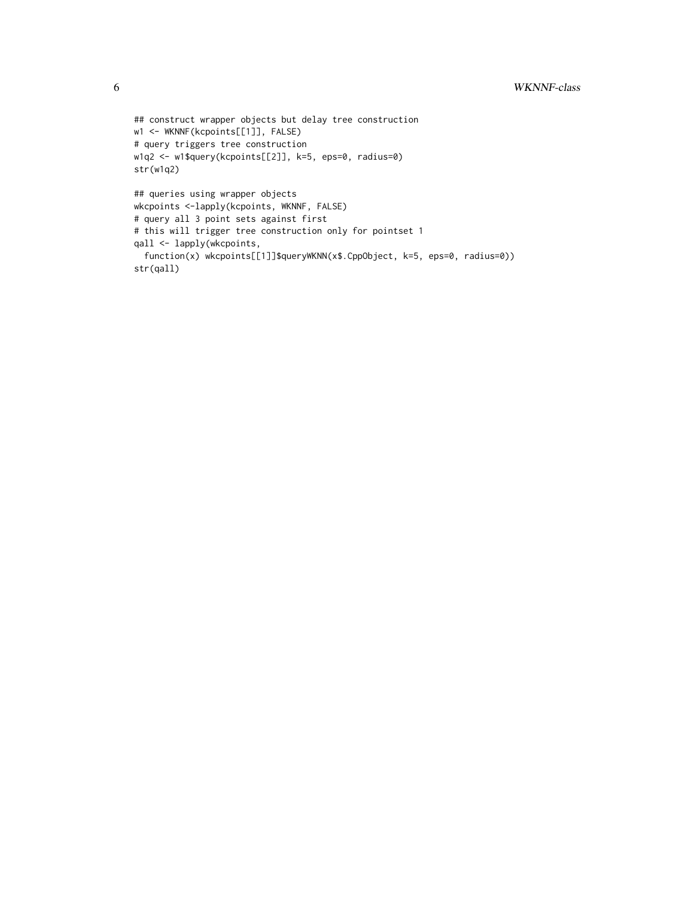```
## construct wrapper objects but delay tree construction
w1 <- WKNNF(kcpoints[[1]], FALSE)
# query triggers tree construction
w1q2 <- w1$query(kcpoints[[2]], k=5, eps=0, radius=0)
str(w1q2)

## queries using wrapper objects
wkcpoints <-lapply(kcpoints, WKNNF, FALSE)
# query all 3 point sets against first
# this will trigger tree construction only for pointset 1
qall <- lapply(wkcpoints,
  function(x) wkcpoints[[1]]$queryWKNN(x$.CppObject, k=5, eps=0, radius=0))
str(qall)
```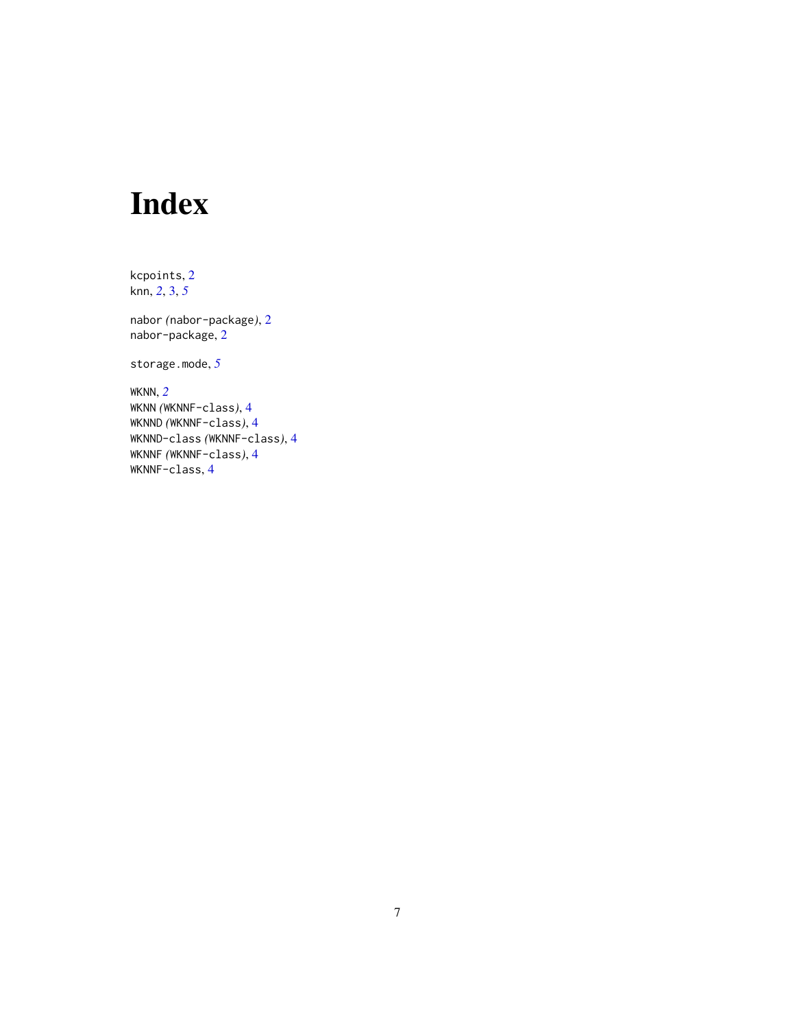# Index

kcpoints, 2
knn, *2*, 3, *5*

nabor *(*nabor-package*)*, 2
nabor-package, 2

storage.mode, *5*

WKNN, *2*
WKNN *(*WKNNF-class*)*, 4
WKNND *(*WKNNF-class*)*, 4
WKNND-class *(*WKNNF-class*)*, 4
WKNNF *(*WKNNF-class*)*, 4
WKNNF-class, 4